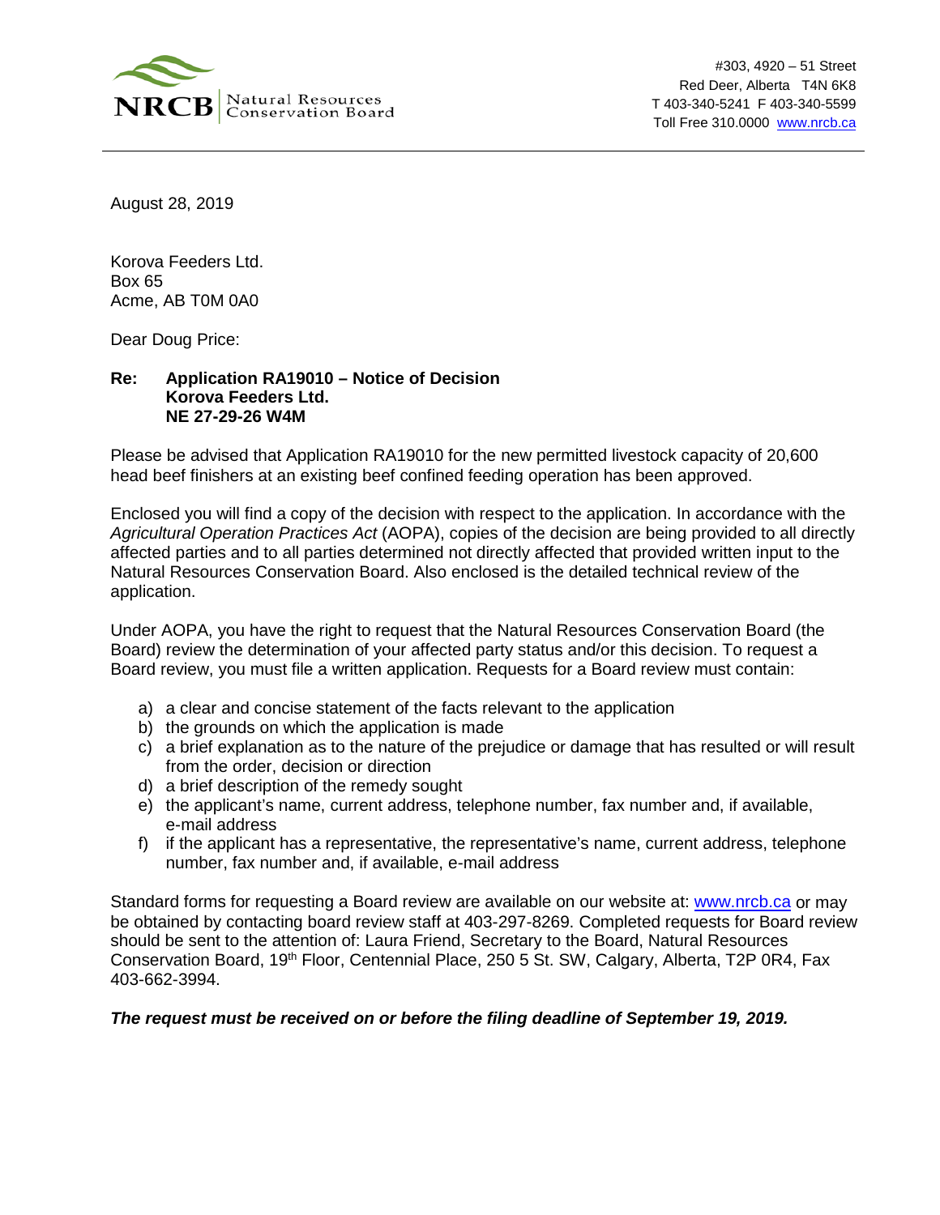NRCB | Natural Resources Conservation Board

#303, 4920 – 51 Street
Red Deer, Alberta T4N 6K8
T 403-340-5241 F 403-340-5599
Toll Free 310.0000 www.nrcb.ca

August 28, 2019

Korova Feeders Ltd.
Box 65
Acme, AB T0M 0A0

Dear Doug Price:

**Re: Application RA19010 – Notice of Decision**
**Korova Feeders Ltd.**
**NE 27-29-26 W4M**

Please be advised that Application RA19010 for the new permitted livestock capacity of 20,600 head beef finishers at an existing beef confined feeding operation has been approved.

Enclosed you will find a copy of the decision with respect to the application. In accordance with the *Agricultural Operation Practices Act* (AOPA), copies of the decision are being provided to all directly affected parties and to all parties determined not directly affected that provided written input to the Natural Resources Conservation Board. Also enclosed is the detailed technical review of the application.

Under AOPA, you have the right to request that the Natural Resources Conservation Board (the Board) review the determination of your affected party status and/or this decision. To request a Board review, you must file a written application. Requests for a Board review must contain:

a) a clear and concise statement of the facts relevant to the application
b) the grounds on which the application is made
c) a brief explanation as to the nature of the prejudice or damage that has resulted or will result from the order, decision or direction
d) a brief description of the remedy sought
e) the applicant's name, current address, telephone number, fax number and, if available, e-mail address
f) if the applicant has a representative, the representative's name, current address, telephone number, fax number and, if available, e-mail address

Standard forms for requesting a Board review are available on our website at: www.nrcb.ca or may be obtained by contacting board review staff at 403-297-8269. Completed requests for Board review should be sent to the attention of: Laura Friend, Secretary to the Board, Natural Resources Conservation Board, 19th Floor, Centennial Place, 250 5 St. SW, Calgary, Alberta, T2P 0R4, Fax 403-662-3994.

***The request must be received on or before the filing deadline of September 19, 2019.***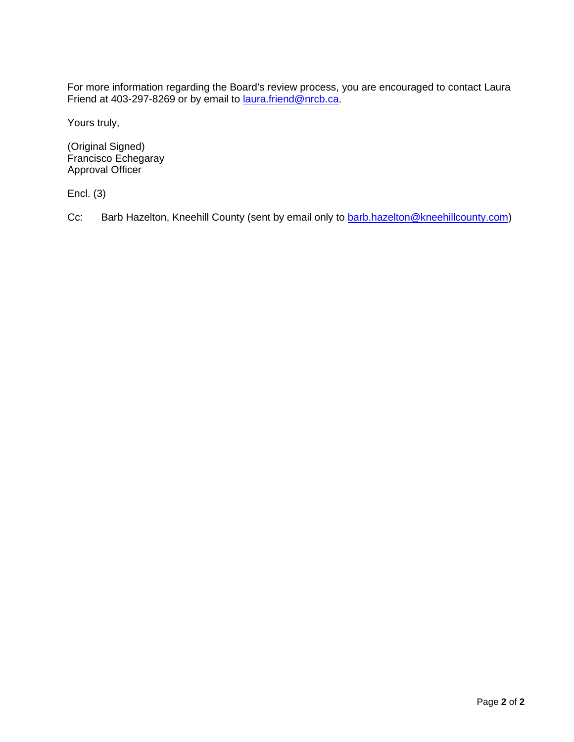For more information regarding the Board's review process, you are encouraged to contact Laura Friend at 403-297-8269 or by email to laura.friend@nrcb.ca.

Yours truly,

(Original Signed)
Francisco Echegaray
Approval Officer

Encl. (3)

Cc: Barb Hazelton, Kneehill County (sent by email only to barb.hazelton@kneehillcounty.com)